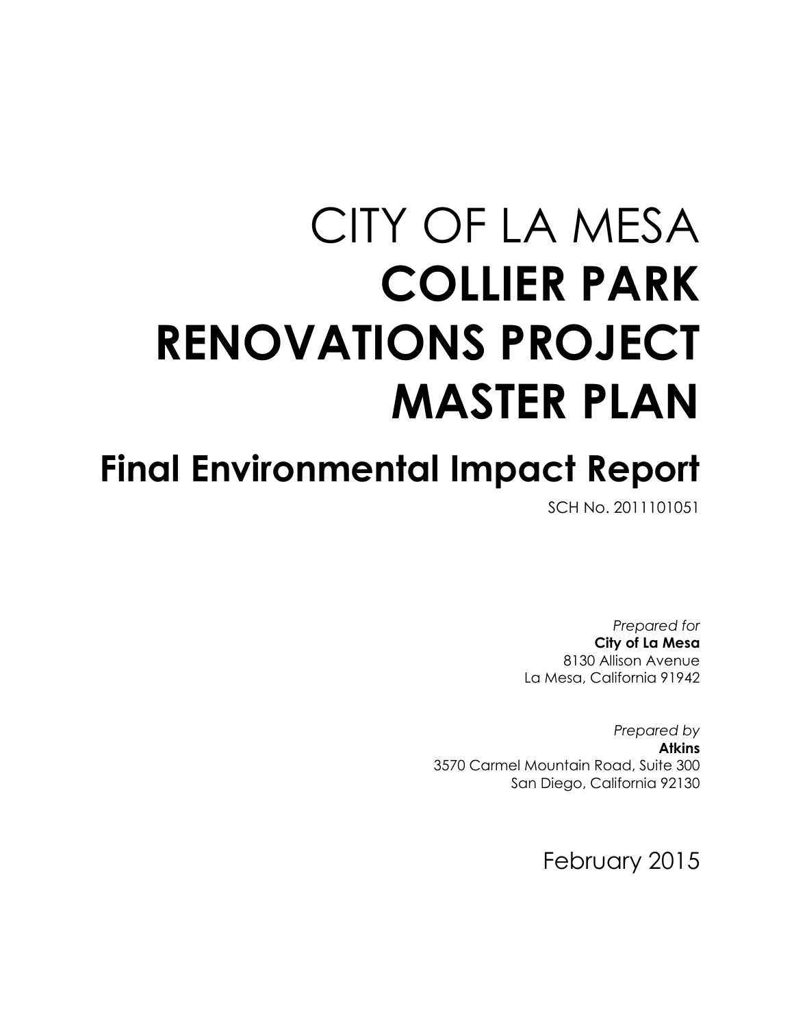# CITY OF LA MESA

# COLLIER PARK RENOVATIONS PROJECT MASTER PLAN

## Final Environmental Impact Report

SCH No. 2011101051

*Prepared for*
**City of La Mesa**
8130 Allison Avenue
La Mesa, California 91942

*Prepared by*
**Atkins**
3570 Carmel Mountain Road, Suite 300
San Diego, California 92130

February 2015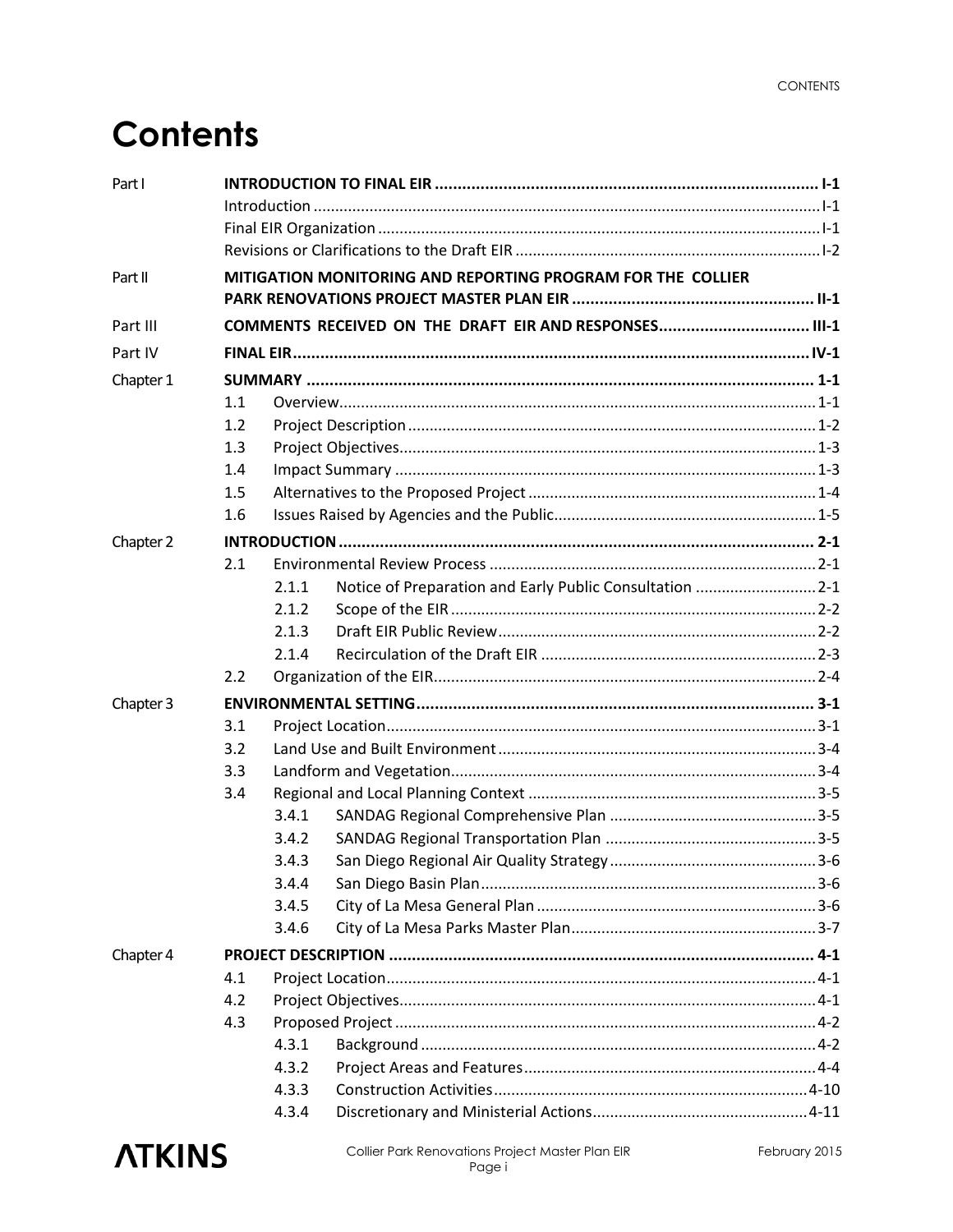# Contents

| | | |
|---|---|---|
| Part I | **INTRODUCTION TO FINAL EIR** | **I-1** |
| | Introduction | I-1 |
| | Final EIR Organization | I-1 |
| | Revisions or Clarifications to the Draft EIR | I-2 |
| Part II | **MITIGATION MONITORING AND REPORTING PROGRAM FOR THE COLLIER PARK RENOVATIONS PROJECT MASTER PLAN EIR** | **II-1** |
| Part III | **COMMENTS RECEIVED ON THE DRAFT EIR AND RESPONSES** | **III-1** |
| Part IV | **FINAL EIR** | **IV-1** |
| Chapter 1 | **SUMMARY** | **1-1** |
| | 1.1 Overview | 1-1 |
| | 1.2 Project Description | 1-2 |
| | 1.3 Project Objectives | 1-3 |
| | 1.4 Impact Summary | 1-3 |
| | 1.5 Alternatives to the Proposed Project | 1-4 |
| | 1.6 Issues Raised by Agencies and the Public | 1-5 |
| Chapter 2 | **INTRODUCTION** | **2-1** |
| | 2.1 Environmental Review Process | 2-1 |
| | 2.1.1 Notice of Preparation and Early Public Consultation | 2-1 |
| | 2.1.2 Scope of the EIR | 2-2 |
| | 2.1.3 Draft EIR Public Review | 2-2 |
| | 2.1.4 Recirculation of the Draft EIR | 2-3 |
| | 2.2 Organization of the EIR | 2-4 |
| Chapter 3 | **ENVIRONMENTAL SETTING** | **3-1** |
| | 3.1 Project Location | 3-1 |
| | 3.2 Land Use and Built Environment | 3-4 |
| | 3.3 Landform and Vegetation | 3-4 |
| | 3.4 Regional and Local Planning Context | 3-5 |
| | 3.4.1 SANDAG Regional Comprehensive Plan | 3-5 |
| | 3.4.2 SANDAG Regional Transportation Plan | 3-5 |
| | 3.4.3 San Diego Regional Air Quality Strategy | 3-6 |
| | 3.4.4 San Diego Basin Plan | 3-6 |
| | 3.4.5 City of La Mesa General Plan | 3-6 |
| | 3.4.6 City of La Mesa Parks Master Plan | 3-7 |
| Chapter 4 | **PROJECT DESCRIPTION** | **4-1** |
| | 4.1 Project Location | 4-1 |
| | 4.2 Project Objectives | 4-1 |
| | 4.3 Proposed Project | 4-2 |
| | 4.3.1 Background | 4-2 |
| | 4.3.2 Project Areas and Features | 4-4 |
| | 4.3.3 Construction Activities | 4-10 |
| | 4.3.4 Discretionary and Ministerial Actions | 4-11 |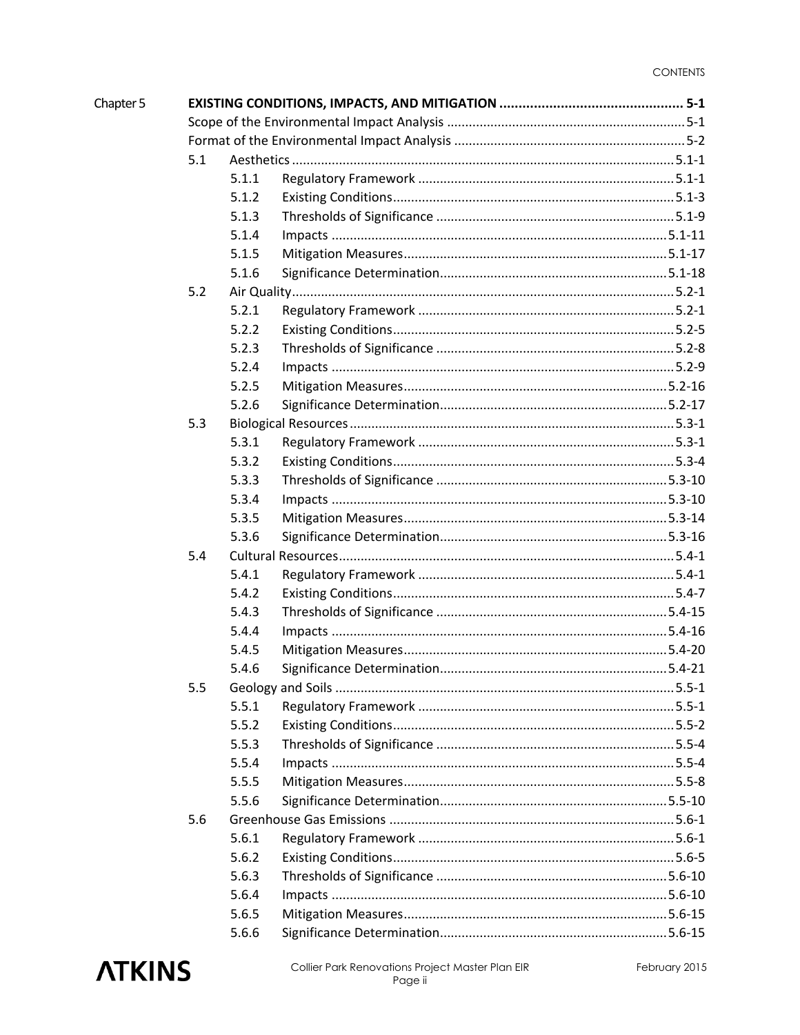| | | | | |
|---|---|---|---|---|
| Chapter 5 | **EXISTING CONDITIONS, IMPACTS, AND MITIGATION** | | | **5-1** |
| | Scope of the Environmental Impact Analysis | | | 5-1 |
| | Format of the Environmental Impact Analysis | | | 5-2 |
| | 5.1 | Aesthetics | | 5.1-1 |
| | | 5.1.1 | Regulatory Framework | 5.1-1 |
| | | 5.1.2 | Existing Conditions | 5.1-3 |
| | | 5.1.3 | Thresholds of Significance | 5.1-9 |
| | | 5.1.4 | Impacts | 5.1-11 |
| | | 5.1.5 | Mitigation Measures | 5.1-17 |
| | | 5.1.6 | Significance Determination | 5.1-18 |
| | 5.2 | Air Quality | | 5.2-1 |
| | | 5.2.1 | Regulatory Framework | 5.2-1 |
| | | 5.2.2 | Existing Conditions | 5.2-5 |
| | | 5.2.3 | Thresholds of Significance | 5.2-8 |
| | | 5.2.4 | Impacts | 5.2-9 |
| | | 5.2.5 | Mitigation Measures | 5.2-16 |
| | | 5.2.6 | Significance Determination | 5.2-17 |
| | 5.3 | Biological Resources | | 5.3-1 |
| | | 5.3.1 | Regulatory Framework | 5.3-1 |
| | | 5.3.2 | Existing Conditions | 5.3-4 |
| | | 5.3.3 | Thresholds of Significance | 5.3-10 |
| | | 5.3.4 | Impacts | 5.3-10 |
| | | 5.3.5 | Mitigation Measures | 5.3-14 |
| | | 5.3.6 | Significance Determination | 5.3-16 |
| | 5.4 | Cultural Resources | | 5.4-1 |
| | | 5.4.1 | Regulatory Framework | 5.4-1 |
| | | 5.4.2 | Existing Conditions | 5.4-7 |
| | | 5.4.3 | Thresholds of Significance | 5.4-15 |
| | | 5.4.4 | Impacts | 5.4-16 |
| | | 5.4.5 | Mitigation Measures | 5.4-20 |
| | | 5.4.6 | Significance Determination | 5.4-21 |
| | 5.5 | Geology and Soils | | 5.5-1 |
| | | 5.5.1 | Regulatory Framework | 5.5-1 |
| | | 5.5.2 | Existing Conditions | 5.5-2 |
| | | 5.5.3 | Thresholds of Significance | 5.5-4 |
| | | 5.5.4 | Impacts | 5.5-4 |
| | | 5.5.5 | Mitigation Measures | 5.5-8 |
| | | 5.5.6 | Significance Determination | 5.5-10 |
| | 5.6 | Greenhouse Gas Emissions | | 5.6-1 |
| | | 5.6.1 | Regulatory Framework | 5.6-1 |
| | | 5.6.2 | Existing Conditions | 5.6-5 |
| | | 5.6.3 | Thresholds of Significance | 5.6-10 |
| | | 5.6.4 | Impacts | 5.6-10 |
| | | 5.6.5 | Mitigation Measures | 5.6-15 |
| | | 5.6.6 | Significance Determination | 5.6-15 |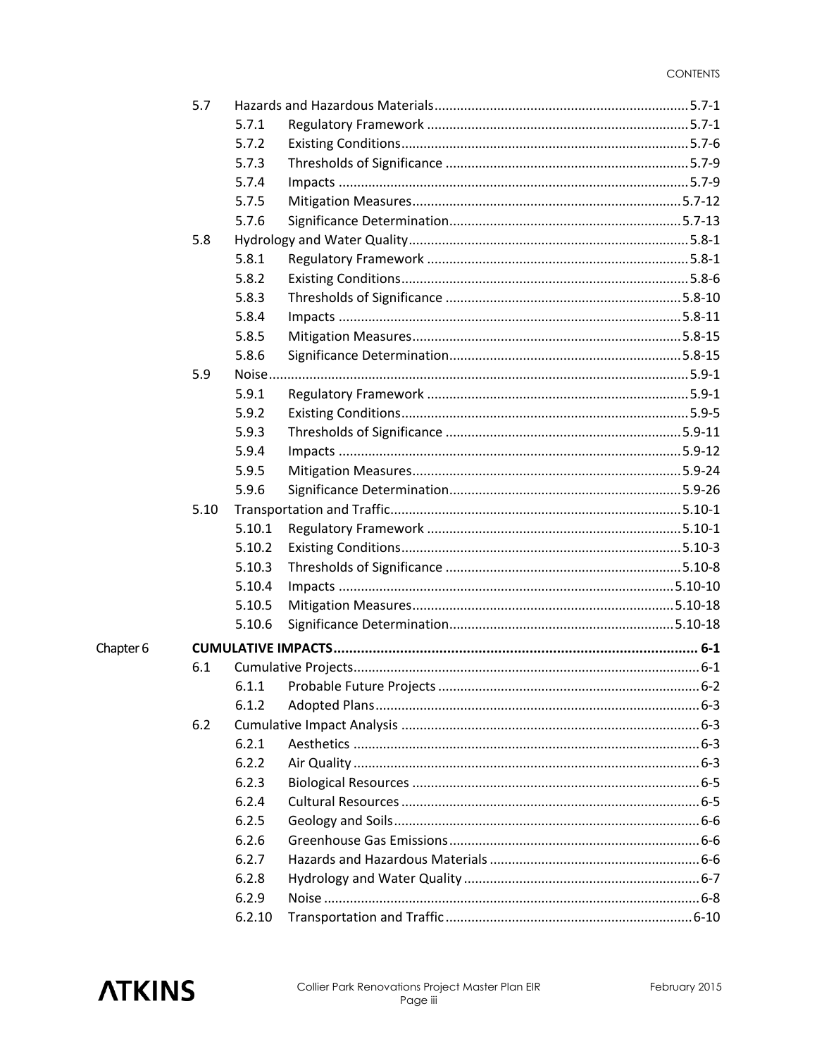| | | | |
|---|---|---|---|
| 5.7 | Hazards and Hazardous Materials | | 5.7-1 |
| | 5.7.1 | Regulatory Framework | 5.7-1 |
| | 5.7.2 | Existing Conditions | 5.7-6 |
| | 5.7.3 | Thresholds of Significance | 5.7-9 |
| | 5.7.4 | Impacts | 5.7-9 |
| | 5.7.5 | Mitigation Measures | 5.7-12 |
| | 5.7.6 | Significance Determination | 5.7-13 |
| 5.8 | Hydrology and Water Quality | | 5.8-1 |
| | 5.8.1 | Regulatory Framework | 5.8-1 |
| | 5.8.2 | Existing Conditions | 5.8-6 |
| | 5.8.3 | Thresholds of Significance | 5.8-10 |
| | 5.8.4 | Impacts | 5.8-11 |
| | 5.8.5 | Mitigation Measures | 5.8-15 |
| | 5.8.6 | Significance Determination | 5.8-15 |
| 5.9 | Noise | | 5.9-1 |
| | 5.9.1 | Regulatory Framework | 5.9-1 |
| | 5.9.2 | Existing Conditions | 5.9-5 |
| | 5.9.3 | Thresholds of Significance | 5.9-11 |
| | 5.9.4 | Impacts | 5.9-12 |
| | 5.9.5 | Mitigation Measures | 5.9-24 |
| | 5.9.6 | Significance Determination | 5.9-26 |
| 5.10 | Transportation and Traffic | | 5.10-1 |
| | 5.10.1 | Regulatory Framework | 5.10-1 |
| | 5.10.2 | Existing Conditions | 5.10-3 |
| | 5.10.3 | Thresholds of Significance | 5.10-8 |
| | 5.10.4 | Impacts | 5.10-10 |
| | 5.10.5 | Mitigation Measures | 5.10-18 |
| | 5.10.6 | Significance Determination | 5.10-18 |

**Chapter 6 CUMULATIVE IMPACTS ... 6-1**

| | | | |
|---|---|---|---|
| 6.1 | Cumulative Projects | | 6-1 |
| | 6.1.1 | Probable Future Projects | 6-2 |
| | 6.1.2 | Adopted Plans | 6-3 |
| 6.2 | Cumulative Impact Analysis | | 6-3 |
| | 6.2.1 | Aesthetics | 6-3 |
| | 6.2.2 | Air Quality | 6-3 |
| | 6.2.3 | Biological Resources | 6-5 |
| | 6.2.4 | Cultural Resources | 6-5 |
| | 6.2.5 | Geology and Soils | 6-6 |
| | 6.2.6 | Greenhouse Gas Emissions | 6-6 |
| | 6.2.7 | Hazards and Hazardous Materials | 6-6 |
| | 6.2.8 | Hydrology and Water Quality | 6-7 |
| | 6.2.9 | Noise | 6-8 |
| | 6.2.10 | Transportation and Traffic | 6-10 |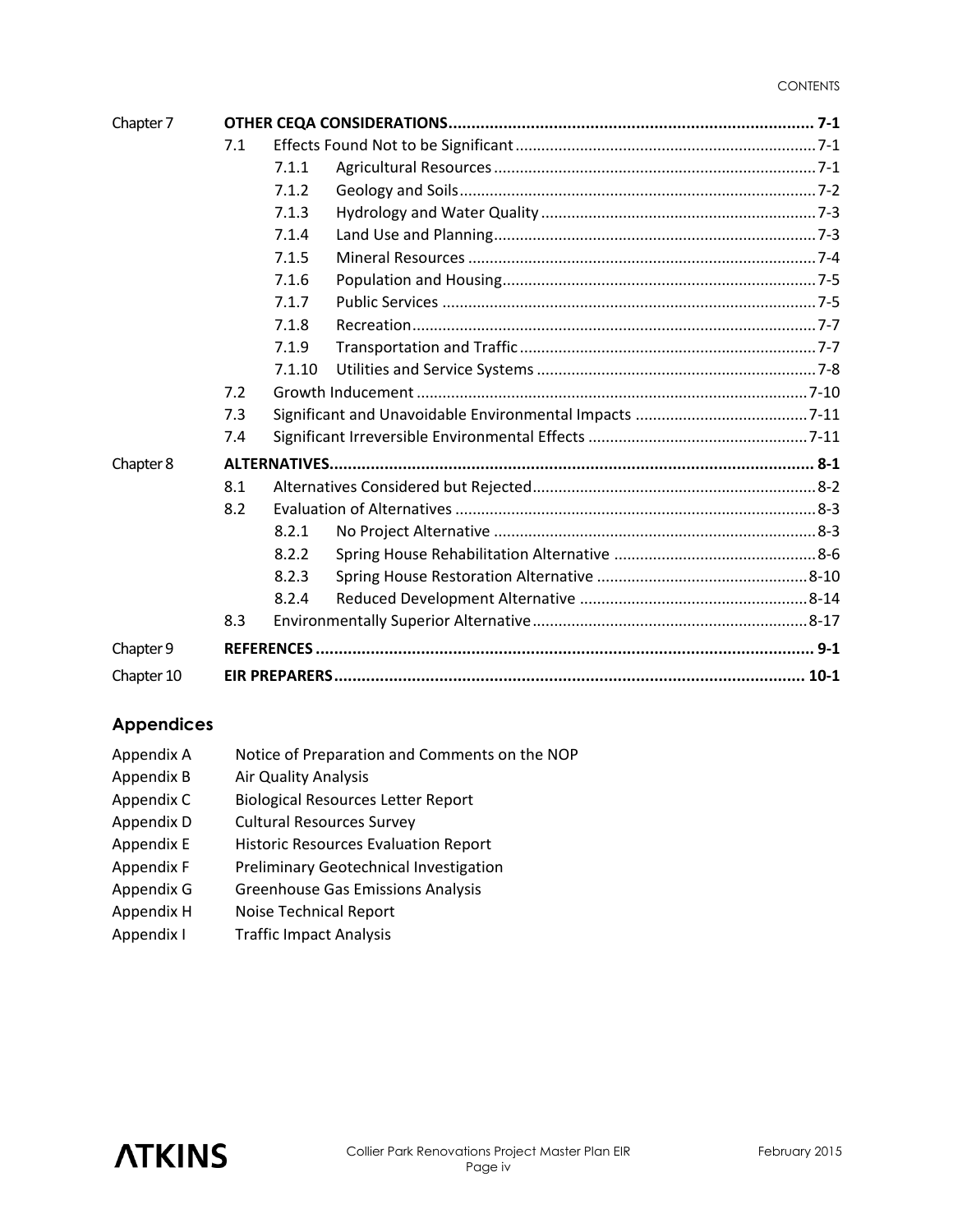| | | | | |
|---|---|---|---|---|
| Chapter 7 | **OTHER CEQA CONSIDERATIONS** | | | **7-1** |
| | 7.1 | Effects Found Not to be Significant | | 7-1 |
| | | 7.1.1 | Agricultural Resources | 7-1 |
| | | 7.1.2 | Geology and Soils | 7-2 |
| | | 7.1.3 | Hydrology and Water Quality | 7-3 |
| | | 7.1.4 | Land Use and Planning | 7-3 |
| | | 7.1.5 | Mineral Resources | 7-4 |
| | | 7.1.6 | Population and Housing | 7-5 |
| | | 7.1.7 | Public Services | 7-5 |
| | | 7.1.8 | Recreation | 7-7 |
| | | 7.1.9 | Transportation and Traffic | 7-7 |
| | | 7.1.10 | Utilities and Service Systems | 7-8 |
| | 7.2 | Growth Inducement | | 7-10 |
| | 7.3 | Significant and Unavoidable Environmental Impacts | | 7-11 |
| | 7.4 | Significant Irreversible Environmental Effects | | 7-11 |
| Chapter 8 | **ALTERNATIVES** | | | **8-1** |
| | 8.1 | Alternatives Considered but Rejected | | 8-2 |
| | 8.2 | Evaluation of Alternatives | | 8-3 |
| | | 8.2.1 | No Project Alternative | 8-3 |
| | | 8.2.2 | Spring House Rehabilitation Alternative | 8-6 |
| | | 8.2.3 | Spring House Restoration Alternative | 8-10 |
| | | 8.2.4 | Reduced Development Alternative | 8-14 |
| | 8.3 | Environmentally Superior Alternative | | 8-17 |
| Chapter 9 | **REFERENCES** | | | **9-1** |
| Chapter 10 | **EIR PREPARERS** | | | **10-1** |

## Appendices

| | |
|---|---|
| Appendix A | Notice of Preparation and Comments on the NOP |
| Appendix B | Air Quality Analysis |
| Appendix C | Biological Resources Letter Report |
| Appendix D | Cultural Resources Survey |
| Appendix E | Historic Resources Evaluation Report |
| Appendix F | Preliminary Geotechnical Investigation |
| Appendix G | Greenhouse Gas Emissions Analysis |
| Appendix H | Noise Technical Report |
| Appendix I | Traffic Impact Analysis |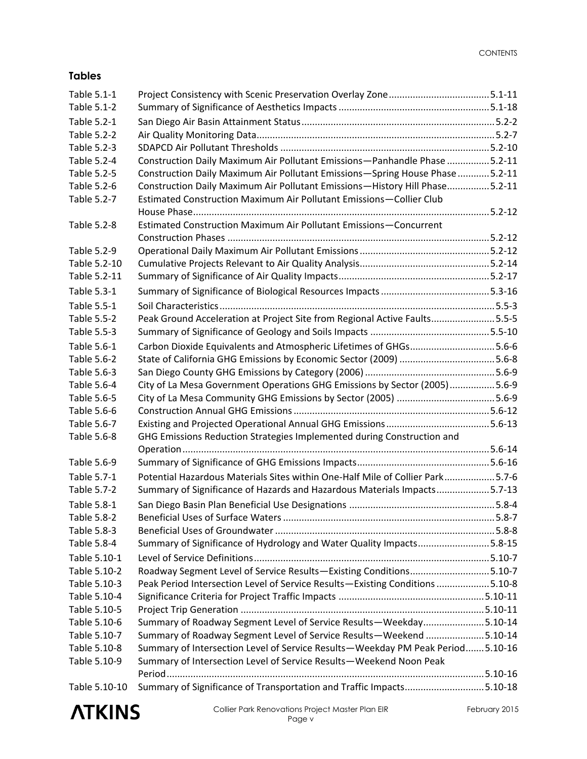## Tables

| Table | Title | Page |
|---|---|---|
| Table 5.1-1 | Project Consistency with Scenic Preservation Overlay Zone | 5.1-11 |
| Table 5.1-2 | Summary of Significance of Aesthetics Impacts | 5.1-18 |
| Table 5.2-1 | San Diego Air Basin Attainment Status | 5.2-2 |
| Table 5.2-2 | Air Quality Monitoring Data | 5.2-7 |
| Table 5.2-3 | SDAPCD Air Pollutant Thresholds | 5.2-10 |
| Table 5.2-4 | Construction Daily Maximum Air Pollutant Emissions—Panhandle Phase | 5.2-11 |
| Table 5.2-5 | Construction Daily Maximum Air Pollutant Emissions—Spring House Phase | 5.2-11 |
| Table 5.2-6 | Construction Daily Maximum Air Pollutant Emissions—History Hill Phase | 5.2-11 |
| Table 5.2-7 | Estimated Construction Maximum Air Pollutant Emissions—Collier Club House Phase | 5.2-12 |
| Table 5.2-8 | Estimated Construction Maximum Air Pollutant Emissions—Concurrent Construction Phases | 5.2-12 |
| Table 5.2-9 | Operational Daily Maximum Air Pollutant Emissions | 5.2-12 |
| Table 5.2-10 | Cumulative Projects Relevant to Air Quality Analysis | 5.2-14 |
| Table 5.2-11 | Summary of Significance of Air Quality Impacts | 5.2-17 |
| Table 5.3-1 | Summary of Significance of Biological Resources Impacts | 5.3-16 |
| Table 5.5-1 | Soil Characteristics | 5.5-3 |
| Table 5.5-2 | Peak Ground Acceleration at Project Site from Regional Active Faults | 5.5-5 |
| Table 5.5-3 | Summary of Significance of Geology and Soils Impacts | 5.5-10 |
| Table 5.6-1 | Carbon Dioxide Equivalents and Atmospheric Lifetimes of GHGs | 5.6-6 |
| Table 5.6-2 | State of California GHG Emissions by Economic Sector (2009) | 5.6-8 |
| Table 5.6-3 | San Diego County GHG Emissions by Category (2006) | 5.6-9 |
| Table 5.6-4 | City of La Mesa Government Operations GHG Emissions by Sector (2005) | 5.6-9 |
| Table 5.6-5 | City of La Mesa Community GHG Emissions by Sector (2005) | 5.6-9 |
| Table 5.6-6 | Construction Annual GHG Emissions | 5.6-12 |
| Table 5.6-7 | Existing and Projected Operational Annual GHG Emissions | 5.6-13 |
| Table 5.6-8 | GHG Emissions Reduction Strategies Implemented during Construction and Operation | 5.6-14 |
| Table 5.6-9 | Summary of Significance of GHG Emissions Impacts | 5.6-16 |
| Table 5.7-1 | Potential Hazardous Materials Sites within One-Half Mile of Collier Park | 5.7-6 |
| Table 5.7-2 | Summary of Significance of Hazards and Hazardous Materials Impacts | 5.7-13 |
| Table 5.8-1 | San Diego Basin Plan Beneficial Use Designations | 5.8-4 |
| Table 5.8-2 | Beneficial Uses of Surface Waters | 5.8-7 |
| Table 5.8-3 | Beneficial Uses of Groundwater | 5.8-8 |
| Table 5.8-4 | Summary of Significance of Hydrology and Water Quality Impacts | 5.8-15 |
| Table 5.10-1 | Level of Service Definitions | 5.10-7 |
| Table 5.10-2 | Roadway Segment Level of Service Results—Existing Conditions | 5.10-7 |
| Table 5.10-3 | Peak Period Intersection Level of Service Results—Existing Conditions | 5.10-8 |
| Table 5.10-4 | Significance Criteria for Project Traffic Impacts | 5.10-11 |
| Table 5.10-5 | Project Trip Generation | 5.10-11 |
| Table 5.10-6 | Summary of Roadway Segment Level of Service Results—Weekday | 5.10-14 |
| Table 5.10-7 | Summary of Roadway Segment Level of Service Results—Weekend | 5.10-14 |
| Table 5.10-8 | Summary of Intersection Level of Service Results—Weekday PM Peak Period | 5.10-16 |
| Table 5.10-9 | Summary of Intersection Level of Service Results—Weekend Noon Peak Period | 5.10-16 |
| Table 5.10-10 | Summary of Significance of Transportation and Traffic Impacts | 5.10-18 |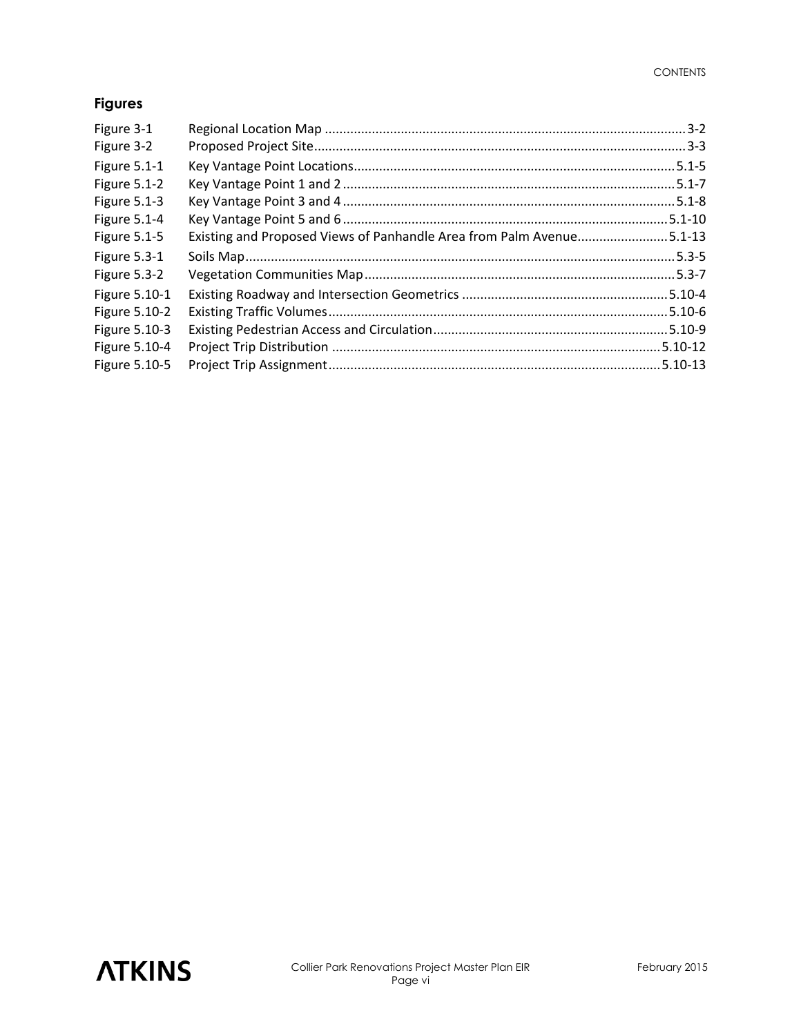## Figures

| | | |
|---|---|---|
| Figure 3-1 | Regional Location Map | 3-2 |
| Figure 3-2 | Proposed Project Site | 3-3 |
| Figure 5.1-1 | Key Vantage Point Locations | 5.1-5 |
| Figure 5.1-2 | Key Vantage Point 1 and 2 | 5.1-7 |
| Figure 5.1-3 | Key Vantage Point 3 and 4 | 5.1-8 |
| Figure 5.1-4 | Key Vantage Point 5 and 6 | 5.1-10 |
| Figure 5.1-5 | Existing and Proposed Views of Panhandle Area from Palm Avenue | 5.1-13 |
| Figure 5.3-1 | Soils Map | 5.3-5 |
| Figure 5.3-2 | Vegetation Communities Map | 5.3-7 |
| Figure 5.10-1 | Existing Roadway and Intersection Geometrics | 5.10-4 |
| Figure 5.10-2 | Existing Traffic Volumes | 5.10-6 |
| Figure 5.10-3 | Existing Pedestrian Access and Circulation | 5.10-9 |
| Figure 5.10-4 | Project Trip Distribution | 5.10-12 |
| Figure 5.10-5 | Project Trip Assignment | 5.10-13 |